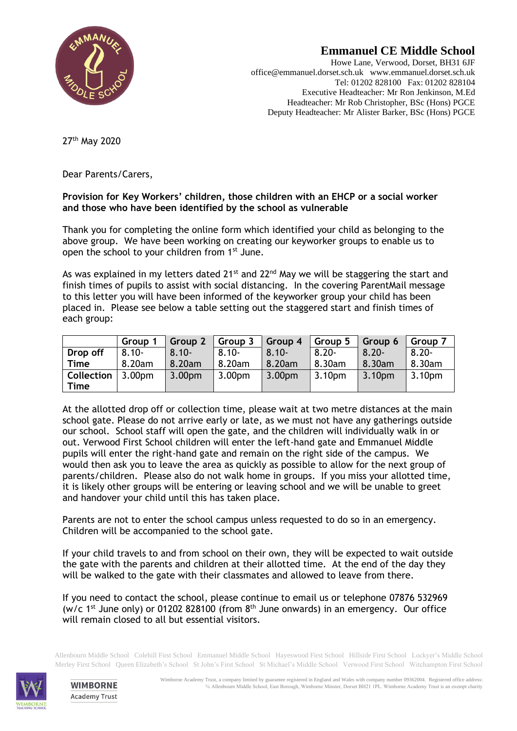# Emmanuel CE Middle School

Howe Lane, Verwood, Dorset, BH31 6JF
office@emmanuel.dorset.sch.uk www.emmanuel.dorset.sch.uk
Tel: 01202 828100 Fax: 01202 828104
Executive Headteacher: Mr Ron Jenkinson, M.Ed
Headteacher: Mr Rob Christopher, BSc (Hons) PGCE
Deputy Headteacher: Mr Alister Barker, BSc (Hons) PGCE

27th May 2020

Dear Parents/Carers,

**Provision for Key Workers' children, those children with an EHCP or a social worker and those who have been identified by the school as vulnerable**

Thank you for completing the online form which identified your child as belonging to the above group. We have been working on creating our keyworker groups to enable us to open the school to your children from 1st June.

As was explained in my letters dated 21st and 22nd May we will be staggering the start and finish times of pupils to assist with social distancing. In the covering ParentMail message to this letter you will have been informed of the keyworker group your child has been placed in. Please see below a table setting out the staggered start and finish times of each group:

| | Group 1 | Group 2 | Group 3 | Group 4 | Group 5 | Group 6 | Group 7 |
|---|---|---|---|---|---|---|---|
| **Drop off Time** | 8.10-8.20am | 8.10-8.20am | 8.10-8.20am | 8.10-8.20am | 8.20-8.30am | 8.20-8.30am | 8.20-8.30am |
| **Collection Time** | 3.00pm | 3.00pm | 3.00pm | 3.00pm | 3.10pm | 3.10pm | 3.10pm |

At the allotted drop off or collection time, please wait at two metre distances at the main school gate. Please do not arrive early or late, as we must not have any gatherings outside our school. School staff will open the gate, and the children will individually walk in or out. Verwood First School children will enter the left-hand gate and Emmanuel Middle pupils will enter the right-hand gate and remain on the right side of the campus. We would then ask you to leave the area as quickly as possible to allow for the next group of parents/children. Please also do not walk home in groups. If you miss your allotted time, it is likely other groups will be entering or leaving school and we will be unable to greet and handover your child until this has taken place.

Parents are not to enter the school campus unless requested to do so in an emergency. Children will be accompanied to the school gate.

If your child travels to and from school on their own, they will be expected to wait outside the gate with the parents and children at their allotted time. At the end of the day they will be walked to the gate with their classmates and allowed to leave from there.

If you need to contact the school, please continue to email us or telephone 07876 532969 (w/c 1st June only) or 01202 828100 (from 8th June onwards) in an emergency. Our office will remain closed to all but essential visitors.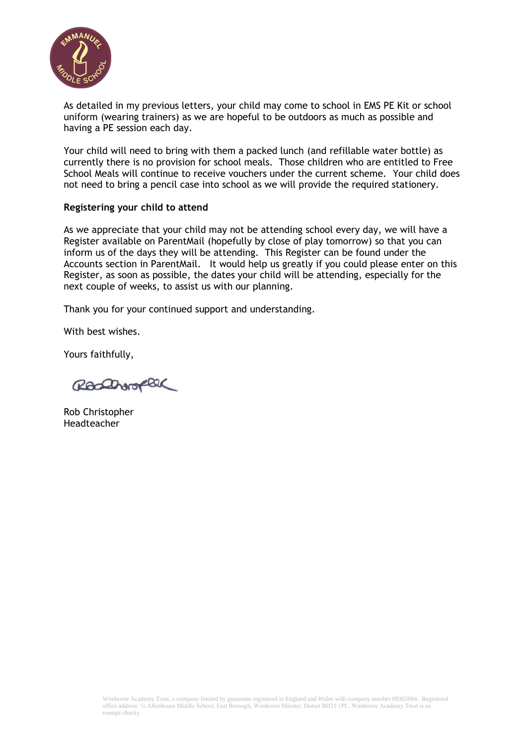As detailed in my previous letters, your child may come to school in EMS PE Kit or school uniform (wearing trainers) as we are hopeful to be outdoors as much as possible and having a PE session each day.

Your child will need to bring with them a packed lunch (and refillable water bottle) as currently there is no provision for school meals. Those children who are entitled to Free School Meals will continue to receive vouchers under the current scheme. Your child does not need to bring a pencil case into school as we will provide the required stationery.

**Registering your child to attend**

As we appreciate that your child may not be attending school every day, we will have a Register available on ParentMail (hopefully by close of play tomorrow) so that you can inform us of the days they will be attending. This Register can be found under the Accounts section in ParentMail. It would help us greatly if you could please enter on this Register, as soon as possible, the dates your child will be attending, especially for the next couple of weeks, to assist us with our planning.

Thank you for your continued support and understanding.

With best wishes.

Yours faithfully,

Rob Christopher
Headteacher

Wimborne Academy Trust, a company limited by guarantee registered in England and Wales with company number 09362004. Registered office address: ℅ Allenbourn Middle School, East Borough, Wimborne Minster, Dorset BH21 1PL. Wimborne Academy Trust is an exempt charity.